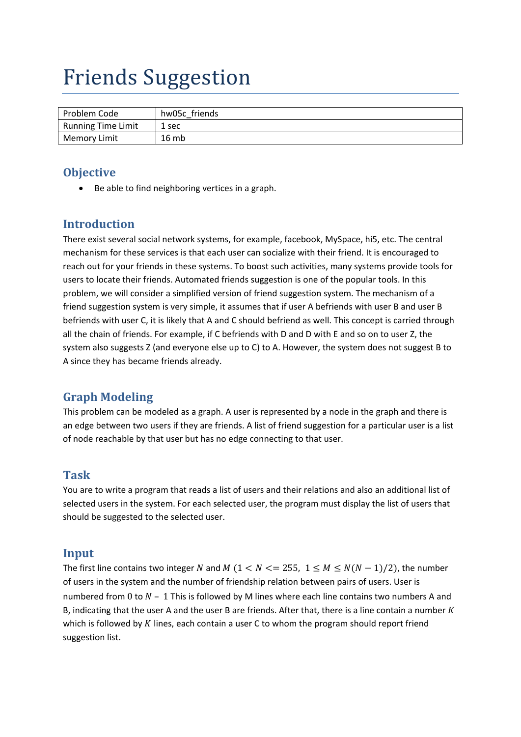# Friends Suggestion

| Problem Code | hw05c_friends |
|---|---|
| Running Time Limit | 1 sec |
| Memory Limit | 16 mb |

## Objective

- Be able to find neighboring vertices in a graph.

## Introduction

There exist several social network systems, for example, facebook, MySpace, hi5, etc. The central mechanism for these services is that each user can socialize with their friend. It is encouraged to reach out for your friends in these systems. To boost such activities, many systems provide tools for users to locate their friends. Automated friends suggestion is one of the popular tools. In this problem, we will consider a simplified version of friend suggestion system. The mechanism of a friend suggestion system is very simple, it assumes that if user A befriends with user B and user B befriends with user C, it is likely that A and C should befriend as well. This concept is carried through all the chain of friends. For example, if C befriends with D and D with E and so on to user Z, the system also suggests Z (and everyone else up to C) to A. However, the system does not suggest B to A since they has became friends already.

## Graph Modeling

This problem can be modeled as a graph. A user is represented by a node in the graph and there is an edge between two users if they are friends. A list of friend suggestion for a particular user is a list of node reachable by that user but has no edge connecting to that user.

## Task

You are to write a program that reads a list of users and their relations and also an additional list of selected users in the system. For each selected user, the program must display the list of users that should be suggested to the selected user.

## Input

The first line contains two integer $N$ and $M$ $(1 < N <= 255,\ 1 \leq M \leq N(N-1)/2)$, the number of users in the system and the number of friendship relation between pairs of users. User is numbered from 0 to $N$ – 1 This is followed by M lines where each line contains two numbers A and B, indicating that the user A and the user B are friends. After that, there is a line contain a number $K$ which is followed by $K$ lines, each contain a user C to whom the program should report friend suggestion list.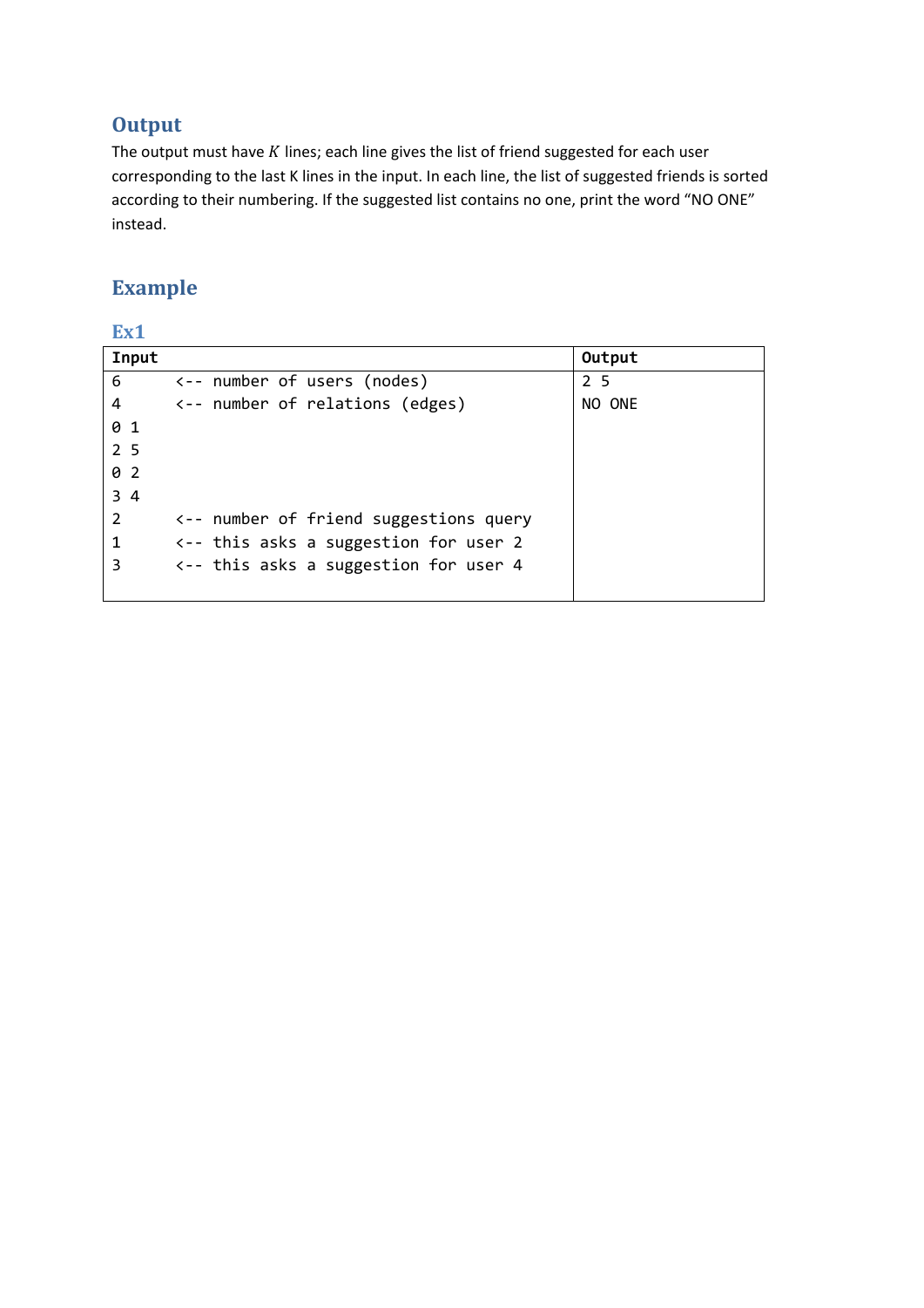## Output

The output must have $K$ lines; each line gives the list of friend suggested for each user corresponding to the last K lines in the input. In each line, the list of suggested friends is sorted according to their numbering. If the suggested list contains no one, print the word "NO ONE" instead.

## Example

### Ex1

| Input | Output |
|---|---|
| 6 &nbsp;&nbsp;&nbsp;&nbsp;&nbsp;&nbsp;<-- number of users (nodes)<br>4 &nbsp;&nbsp;&nbsp;&nbsp;&nbsp;&nbsp;<-- number of relations (edges)<br>0 1<br>2 5<br>0 2<br>3 4<br>2 &nbsp;&nbsp;&nbsp;&nbsp;&nbsp;&nbsp;<-- number of friend suggestions query<br>1 &nbsp;&nbsp;&nbsp;&nbsp;&nbsp;&nbsp;<-- this asks a suggestion for user 2<br>3 &nbsp;&nbsp;&nbsp;&nbsp;&nbsp;&nbsp;<-- this asks a suggestion for user 4 | 2 5<br>NO ONE |